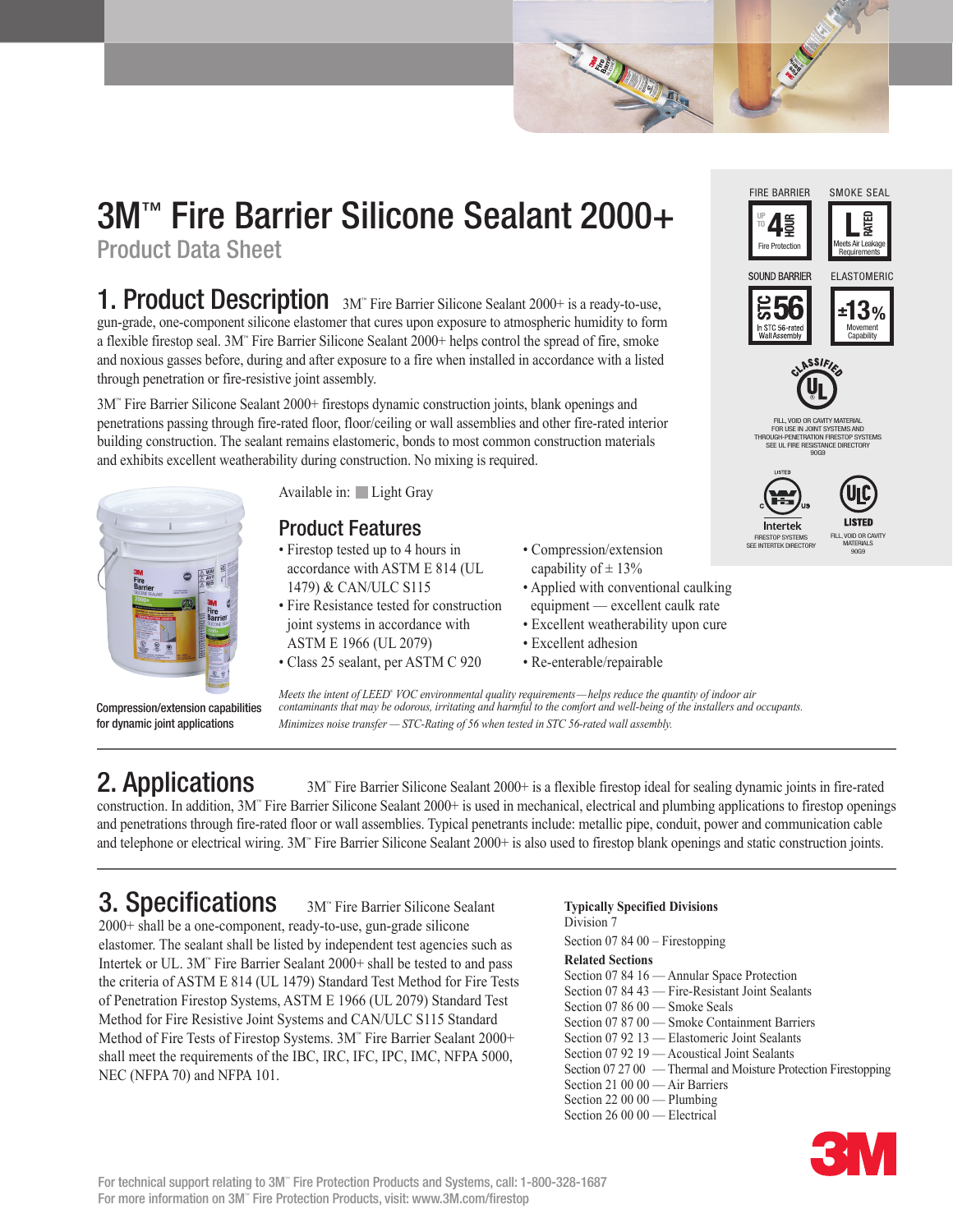# 3M™ Fire Barrier Silicone Sealant 2000+

Product Data Sheet

FIRE BARRIER — UP TO 4 HOUR — Fire Protection

SMOKE SEAL — L RATED — Meets Air Leakage Requirements

SOUND BARRIER — STC 56 — In STC 56-rated Wall Assembly

ELASTOMERIC — ±13% — Movement Capability

CLASSIFIED UL — FILL, VOID OR CAVITY MATERIAL FOR USE IN JOINT SYSTEMS AND THROUGH-PENETRATION FIRESTOP SYSTEMS SEE UL FIRE RESISTANCE DIRECTORY 90G9

LISTED Intertek — FIRESTOP SYSTEMS SEE INTERTEK DIRECTORY

ULC LISTED — FILL, VOID OR CAVITY MATERIALS 90G9

## 1. Product Description

3M™ Fire Barrier Silicone Sealant 2000+ is a ready-to-use, gun-grade, one-component silicone elastomer that cures upon exposure to atmospheric humidity to form a flexible firestop seal. 3M™ Fire Barrier Silicone Sealant 2000+ helps control the spread of fire, smoke and noxious gasses before, during and after exposure to a fire when installed in accordance with a listed through penetration or fire-resistive joint assembly.

3M™ Fire Barrier Silicone Sealant 2000+ firestops dynamic construction joints, blank openings and penetrations passing through fire-rated floor, floor/ceiling or wall assemblies and other fire-rated interior building construction. The sealant remains elastomeric, bonds to most common construction materials and exhibits excellent weatherability during construction. No mixing is required.

Compression/extension capabilities for dynamic joint applications

Available in: Light Gray

### Product Features

- Firestop tested up to 4 hours in accordance with ASTM E 814 (UL 1479) & CAN/ULC S115
- Fire Resistance tested for construction joint systems in accordance with ASTM E 1966 (UL 2079)
- Class 25 sealant, per ASTM C 920
- Compression/extension capability of ± 13%
- Applied with conventional caulking equipment — excellent caulk rate
- Excellent weatherability upon cure
- Excellent adhesion
- Re-enterable/repairable

*Meets the intent of LEED® VOC environmental quality requirements—helps reduce the quantity of indoor air contaminants that may be odorous, irritating and harmful to the comfort and well-being of the installers and occupants.*

*Minimizes noise transfer — STC-Rating of 56 when tested in STC 56-rated wall assembly.*

## 2. Applications

3M™ Fire Barrier Silicone Sealant 2000+ is a flexible firestop ideal for sealing dynamic joints in fire-rated construction. In addition, 3M™ Fire Barrier Silicone Sealant 2000+ is used in mechanical, electrical and plumbing applications to firestop openings and penetrations through fire-rated floor or wall assemblies. Typical penetrants include: metallic pipe, conduit, power and communication cable and telephone or electrical wiring. 3M™ Fire Barrier Silicone Sealant 2000+ is also used to firestop blank openings and static construction joints.

## 3. Specifications

3M™ Fire Barrier Silicone Sealant 2000+ shall be a one-component, ready-to-use, gun-grade silicone elastomer. The sealant shall be listed by independent test agencies such as Intertek or UL. 3M™ Fire Barrier Sealant 2000+ shall be tested to and pass the criteria of ASTM E 814 (UL 1479) Standard Test Method for Fire Tests of Penetration Firestop Systems, ASTM E 1966 (UL 2079) Standard Test Method for Fire Resistive Joint Systems and CAN/ULC S115 Standard Method of Fire Tests of Firestop Systems. 3M™ Fire Barrier Sealant 2000+ shall meet the requirements of the IBC, IRC, IFC, IPC, IMC, NFPA 5000, NEC (NFPA 70) and NFPA 101.

**Typically Specified Divisions**

Division 7

Section 07 84 00 – Firestopping

**Related Sections**

Section 07 84 16 — Annular Space Protection
Section 07 84 43 — Fire-Resistant Joint Sealants
Section 07 86 00 — Smoke Seals
Section 07 87 00 — Smoke Containment Barriers
Section 07 92 13 — Elastomeric Joint Sealants
Section 07 92 19 — Acoustical Joint Sealants
Section 07 27 00 — Thermal and Moisture Protection Firestopping
Section 21 00 00 — Air Barriers
Section 22 00 00 — Plumbing
Section 26 00 00 — Electrical

For technical support relating to 3M™ Fire Protection Products and Systems, call: 1-800-328-1687
For more information on 3M™ Fire Protection Products, visit: www.3M.com/firestop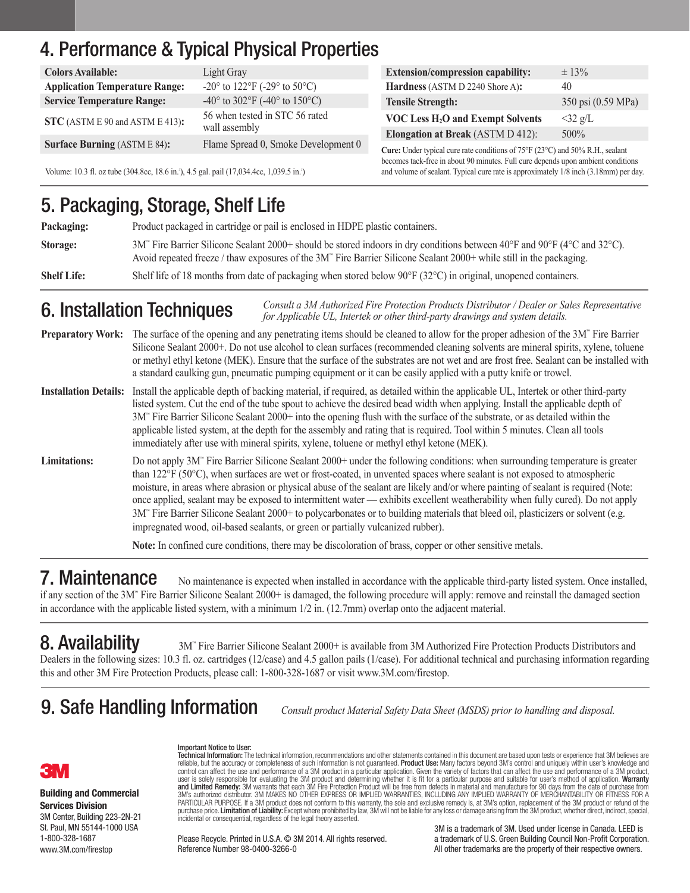## 4. Performance & Typical Physical Properties

| | |
|---|---|
| **Colors Available:** | Light Gray |
| **Application Temperature Range:** | -20° to 122°F (-29° to 50°C) |
| **Service Temperature Range:** | -40° to 302°F (-40° to 150°C) |
| **STC** (ASTM E 90 and ASTM E 413)**:** | 56 when tested in STC 56 rated wall assembly |
| **Surface Burning** (ASTM E 84)**:** | Flame Spread 0, Smoke Development 0 |

Volume: 10.3 fl. oz tube (304.8cc, 18.6 in.³), 4.5 gal. pail (17,034.4cc, 1,039.5 in.³)

| | |
|---|---|
| **Extension/compression capability:** | ± 13% |
| **Hardness** (ASTM D 2240 Shore A)**:** | 40 |
| **Tensile Strength:** | 350 psi (0.59 MPa) |
| **VOC Less $H_2O$ and Exempt Solvents** | <32 g/L |
| **Elongation at Break** (ASTM D 412): | 500% |

**Cure:** Under typical cure rate conditions of 75°F (23°C) and 50% R.H., sealant becomes tack-free in about 90 minutes. Full cure depends upon ambient conditions and volume of sealant. Typical cure rate is approximately 1/8 inch (3.18mm) per day.

## 5. Packaging, Storage, Shelf Life

**Packaging:** Product packaged in cartridge or pail is enclosed in HDPE plastic containers.

**Storage:** 3M™ Fire Barrier Silicone Sealant 2000+ should be stored indoors in dry conditions between 40°F and 90°F (4°C and 32°C). Avoid repeated freeze / thaw exposures of the 3M™ Fire Barrier Silicone Sealant 2000+ while still in the packaging.

**Shelf Life:** Shelf life of 18 months from date of packaging when stored below 90°F (32°C) in original, unopened containers.

## 6. Installation Techniques

*Consult a 3M Authorized Fire Protection Products Distributor / Dealer or Sales Representative for Applicable UL, Intertek or other third-party drawings and system details.*

**Preparatory Work:** The surface of the opening and any penetrating items should be cleaned to allow for the proper adhesion of the 3M™ Fire Barrier Silicone Sealant 2000+. Do not use alcohol to clean surfaces (recommended cleaning solvents are mineral spirits, xylene, toluene or methyl ethyl ketone (MEK). Ensure that the surface of the substrates are not wet and are frost free. Sealant can be installed with a standard caulking gun, pneumatic pumping equipment or it can be easily applied with a putty knife or trowel.

**Installation Details:** Install the applicable depth of backing material, if required, as detailed within the applicable UL, Intertek or other third-party listed system. Cut the end of the tube spout to achieve the desired bead width when applying. Install the applicable depth of 3M™ Fire Barrier Silicone Sealant 2000+ into the opening flush with the surface of the substrate, or as detailed within the applicable listed system, at the depth for the assembly and rating that is required. Tool within 5 minutes. Clean all tools immediately after use with mineral spirits, xylene, toluene or methyl ethyl ketone (MEK).

**Limitations:** Do not apply 3M™ Fire Barrier Silicone Sealant 2000+ under the following conditions: when surrounding temperature is greater than 122°F (50°C), when surfaces are wet or frost-coated, in unvented spaces where sealant is not exposed to atmospheric moisture, in areas where abrasion or physical abuse of the sealant are likely and/or where painting of sealant is required (Note: once applied, sealant may be exposed to intermittent water — exhibits excellent weatherability when fully cured). Do not apply 3M™ Fire Barrier Silicone Sealant 2000+ to polycarbonates or to building materials that bleed oil, plasticizers or solvent (e.g. impregnated wood, oil-based sealants, or green or partially vulcanized rubber).

**Note:** In confined cure conditions, there may be discoloration of brass, copper or other sensitive metals.

## 7. Maintenance

No maintenance is expected when installed in accordance with the applicable third-party listed system. Once installed, if any section of the 3M™ Fire Barrier Silicone Sealant 2000+ is damaged, the following procedure will apply: remove and reinstall the damaged section in accordance with the applicable listed system, with a minimum 1/2 in. (12.7mm) overlap onto the adjacent material.

## 8. Availability

3M™ Fire Barrier Silicone Sealant 2000+ is available from 3M Authorized Fire Protection Products Distributors and Dealers in the following sizes: 10.3 fl. oz. cartridges (12/case) and 4.5 gallon pails (1/case). For additional technical and purchasing information regarding this and other 3M Fire Protection Products, please call: 1-800-328-1687 or visit www.3M.com/firestop.

## 9. Safe Handling Information

*Consult product Material Safety Data Sheet (MSDS) prior to handling and disposal.*

**3M**

**Building and Commercial Services Division**
3M Center, Building 223-2N-21
St. Paul, MN 55144-1000 USA
1-800-328-1687
www.3M.com/firestop

**Important Notice to User:**
**Technical Information:** The technical information, recommendations and other statements contained in this document are based upon tests or experience that 3M believes are reliable, but the accuracy or completeness of such information is not guaranteed. **Product Use:** Many factors beyond 3M's control and uniquely within user's knowledge and control can affect the use and performance of a 3M product in a particular application. Given the variety of factors that can affect the use and performance of a 3M product, user is solely responsible for evaluating the 3M product and determining whether it is fit for a particular purpose and suitable for user's method of application. **Warranty and Limited Remedy:** 3M warrants that each 3M Fire Protection Product will be free from defects in material and manufacture for 90 days from the date of purchase from 3M's authorized distributor. 3M MAKES NO OTHER EXPRESS OR IMPLIED WARRANTIES, INCLUDING ANY IMPLIED WARRANTY OF MERCHANTABILITY OR FITNESS FOR A PARTICULAR PURPOSE. If a 3M product does not conform to this warranty, the sole and exclusive remedy is, at 3M's option, replacement of the 3M product or refund of the purchase price. **Limitation of Liability:** Except where prohibited by law, 3M will not be liable for any loss or damage arising from the 3M product, whether direct, indirect, special, incidental or consequential, regardless of the legal theory asserted.

Please Recycle. Printed in U.S.A. © 3M 2014. All rights reserved.
Reference Number 98-0400-3266-0

3M is a trademark of 3M. Used under license in Canada. LEED is a trademark of U.S. Green Building Council Non-Profit Corporation. All other trademarks are the property of their respective owners.